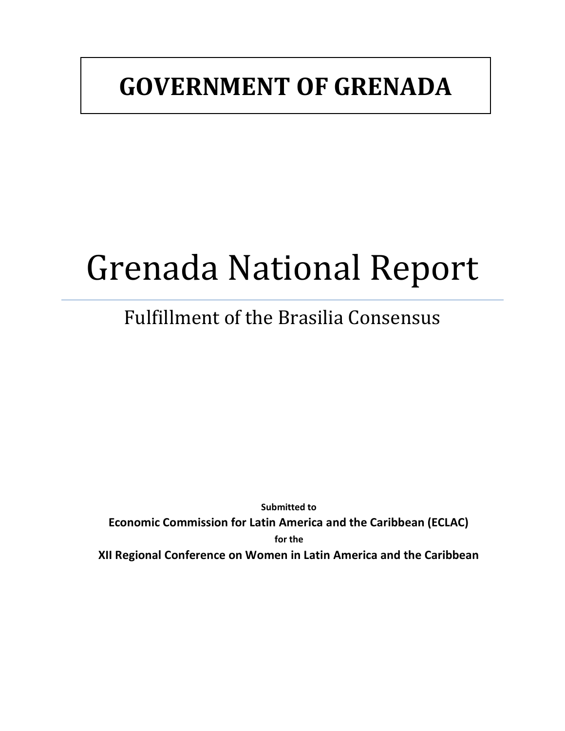# GOVERNMENT OF GRENADA

# Grenada National Report

## Fulfillment of the Brasilia Consensus

**Submitted to**

**Economic Commission for Latin America and the Caribbean (ECLAC)**

**for the**

**XII Regional Conference on Women in Latin America and the Caribbean**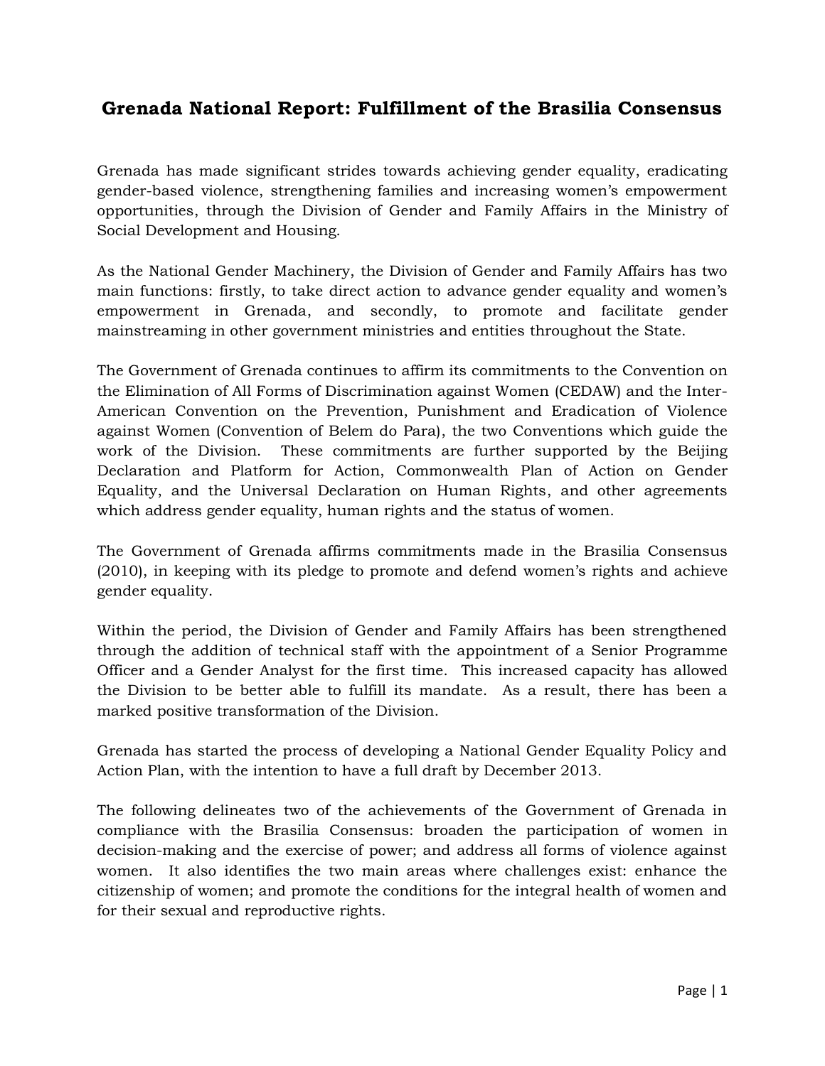# Grenada National Report: Fulfillment of the Brasilia Consensus

Grenada has made significant strides towards achieving gender equality, eradicating gender-based violence, strengthening families and increasing women's empowerment opportunities, through the Division of Gender and Family Affairs in the Ministry of Social Development and Housing.

As the National Gender Machinery, the Division of Gender and Family Affairs has two main functions: firstly, to take direct action to advance gender equality and women's empowerment in Grenada, and secondly, to promote and facilitate gender mainstreaming in other government ministries and entities throughout the State.

The Government of Grenada continues to affirm its commitments to the Convention on the Elimination of All Forms of Discrimination against Women (CEDAW) and the Inter-American Convention on the Prevention, Punishment and Eradication of Violence against Women (Convention of Belem do Para), the two Conventions which guide the work of the Division. These commitments are further supported by the Beijing Declaration and Platform for Action, Commonwealth Plan of Action on Gender Equality, and the Universal Declaration on Human Rights, and other agreements which address gender equality, human rights and the status of women.

The Government of Grenada affirms commitments made in the Brasilia Consensus (2010), in keeping with its pledge to promote and defend women's rights and achieve gender equality.

Within the period, the Division of Gender and Family Affairs has been strengthened through the addition of technical staff with the appointment of a Senior Programme Officer and a Gender Analyst for the first time. This increased capacity has allowed the Division to be better able to fulfill its mandate. As a result, there has been a marked positive transformation of the Division.

Grenada has started the process of developing a National Gender Equality Policy and Action Plan, with the intention to have a full draft by December 2013.

The following delineates two of the achievements of the Government of Grenada in compliance with the Brasilia Consensus: broaden the participation of women in decision-making and the exercise of power; and address all forms of violence against women. It also identifies the two main areas where challenges exist: enhance the citizenship of women; and promote the conditions for the integral health of women and for their sexual and reproductive rights.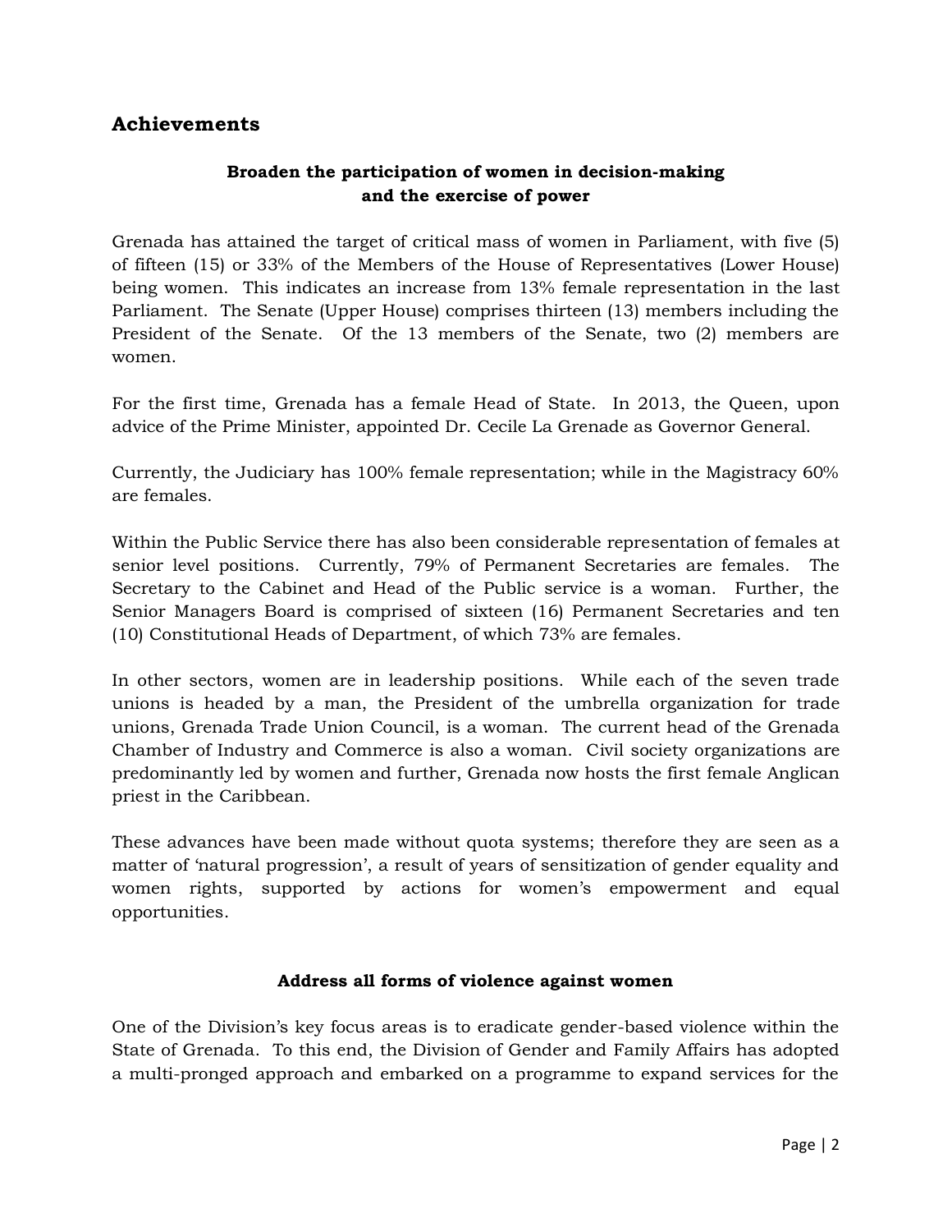## Achievements

### Broaden the participation of women in decision-making and the exercise of power

Grenada has attained the target of critical mass of women in Parliament, with five (5) of fifteen (15) or 33% of the Members of the House of Representatives (Lower House) being women. This indicates an increase from 13% female representation in the last Parliament. The Senate (Upper House) comprises thirteen (13) members including the President of the Senate. Of the 13 members of the Senate, two (2) members are women.

For the first time, Grenada has a female Head of State. In 2013, the Queen, upon advice of the Prime Minister, appointed Dr. Cecile La Grenade as Governor General.

Currently, the Judiciary has 100% female representation; while in the Magistracy 60% are females.

Within the Public Service there has also been considerable representation of females at senior level positions. Currently, 79% of Permanent Secretaries are females. The Secretary to the Cabinet and Head of the Public service is a woman. Further, the Senior Managers Board is comprised of sixteen (16) Permanent Secretaries and ten (10) Constitutional Heads of Department, of which 73% are females.

In other sectors, women are in leadership positions. While each of the seven trade unions is headed by a man, the President of the umbrella organization for trade unions, Grenada Trade Union Council, is a woman. The current head of the Grenada Chamber of Industry and Commerce is also a woman. Civil society organizations are predominantly led by women and further, Grenada now hosts the first female Anglican priest in the Caribbean.

These advances have been made without quota systems; therefore they are seen as a matter of 'natural progression', a result of years of sensitization of gender equality and women rights, supported by actions for women's empowerment and equal opportunities.

### Address all forms of violence against women

One of the Division's key focus areas is to eradicate gender-based violence within the State of Grenada. To this end, the Division of Gender and Family Affairs has adopted a multi-pronged approach and embarked on a programme to expand services for the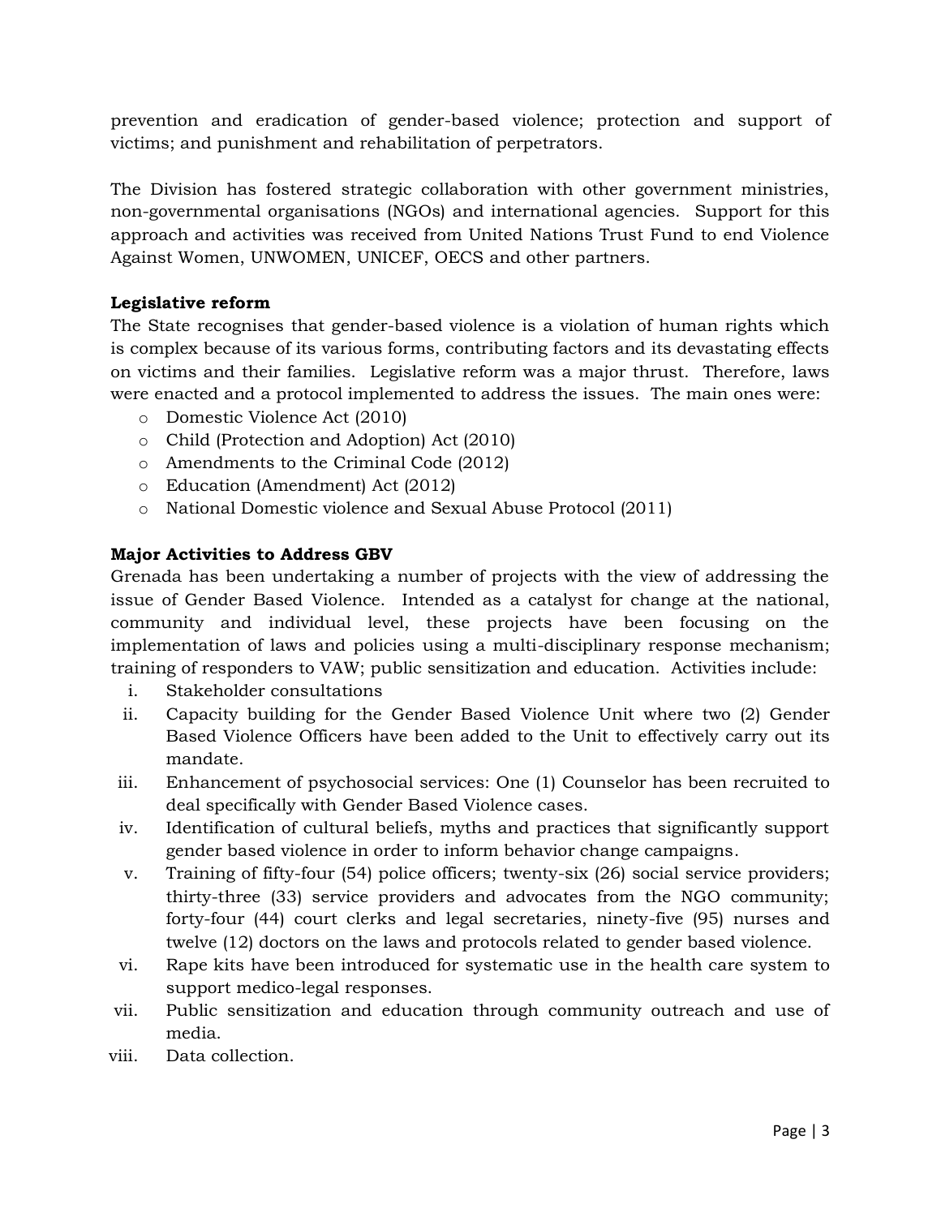prevention and eradication of gender-based violence; protection and support of victims; and punishment and rehabilitation of perpetrators.

The Division has fostered strategic collaboration with other government ministries, non-governmental organisations (NGOs) and international agencies. Support for this approach and activities was received from United Nations Trust Fund to end Violence Against Women, UNWOMEN, UNICEF, OECS and other partners.

**Legislative reform**

The State recognises that gender-based violence is a violation of human rights which is complex because of its various forms, contributing factors and its devastating effects on victims and their families. Legislative reform was a major thrust. Therefore, laws were enacted and a protocol implemented to address the issues. The main ones were:

- Domestic Violence Act (2010)
- Child (Protection and Adoption) Act (2010)
- Amendments to the Criminal Code (2012)
- Education (Amendment) Act (2012)
- National Domestic violence and Sexual Abuse Protocol (2011)

**Major Activities to Address GBV**

Grenada has been undertaking a number of projects with the view of addressing the issue of Gender Based Violence. Intended as a catalyst for change at the national, community and individual level, these projects have been focusing on the implementation of laws and policies using a multi-disciplinary response mechanism; training of responders to VAW; public sensitization and education. Activities include:

i. Stakeholder consultations
ii. Capacity building for the Gender Based Violence Unit where two (2) Gender Based Violence Officers have been added to the Unit to effectively carry out its mandate.
iii. Enhancement of psychosocial services: One (1) Counselor has been recruited to deal specifically with Gender Based Violence cases.
iv. Identification of cultural beliefs, myths and practices that significantly support gender based violence in order to inform behavior change campaigns.
v. Training of fifty-four (54) police officers; twenty-six (26) social service providers; thirty-three (33) service providers and advocates from the NGO community; forty-four (44) court clerks and legal secretaries, ninety-five (95) nurses and twelve (12) doctors on the laws and protocols related to gender based violence.
vi. Rape kits have been introduced for systematic use in the health care system to support medico-legal responses.
vii. Public sensitization and education through community outreach and use of media.
viii. Data collection.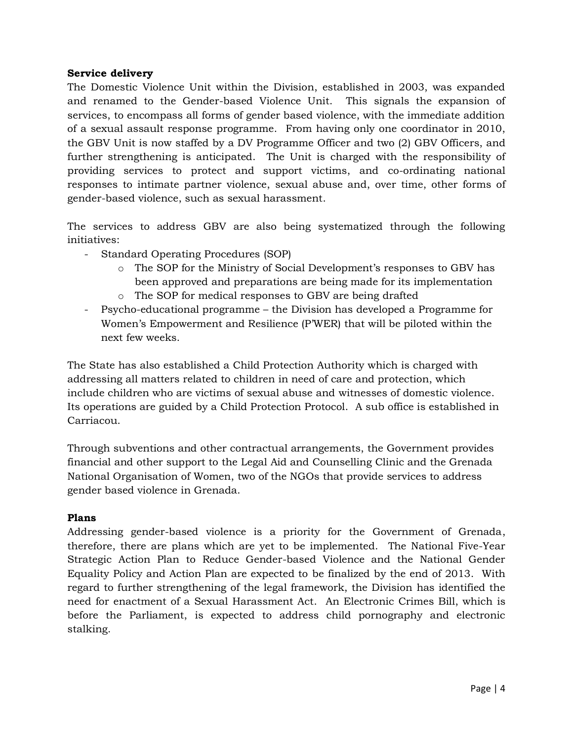**Service delivery**

The Domestic Violence Unit within the Division, established in 2003, was expanded and renamed to the Gender-based Violence Unit. This signals the expansion of services, to encompass all forms of gender based violence, with the immediate addition of a sexual assault response programme. From having only one coordinator in 2010, the GBV Unit is now staffed by a DV Programme Officer and two (2) GBV Officers, and further strengthening is anticipated. The Unit is charged with the responsibility of providing services to protect and support victims, and co-ordinating national responses to intimate partner violence, sexual abuse and, over time, other forms of gender-based violence, such as sexual harassment.

The services to address GBV are also being systematized through the following initiatives:

- Standard Operating Procedures (SOP)
  - The SOP for the Ministry of Social Development's responses to GBV has been approved and preparations are being made for its implementation
  - The SOP for medical responses to GBV are being drafted
- Psycho-educational programme – the Division has developed a Programme for Women's Empowerment and Resilience (P'WER) that will be piloted within the next few weeks.

The State has also established a Child Protection Authority which is charged with addressing all matters related to children in need of care and protection, which include children who are victims of sexual abuse and witnesses of domestic violence. Its operations are guided by a Child Protection Protocol. A sub office is established in Carriacou.

Through subventions and other contractual arrangements, the Government provides financial and other support to the Legal Aid and Counselling Clinic and the Grenada National Organisation of Women, two of the NGOs that provide services to address gender based violence in Grenada.

**Plans**

Addressing gender-based violence is a priority for the Government of Grenada, therefore, there are plans which are yet to be implemented. The National Five-Year Strategic Action Plan to Reduce Gender-based Violence and the National Gender Equality Policy and Action Plan are expected to be finalized by the end of 2013. With regard to further strengthening of the legal framework, the Division has identified the need for enactment of a Sexual Harassment Act. An Electronic Crimes Bill, which is before the Parliament, is expected to address child pornography and electronic stalking.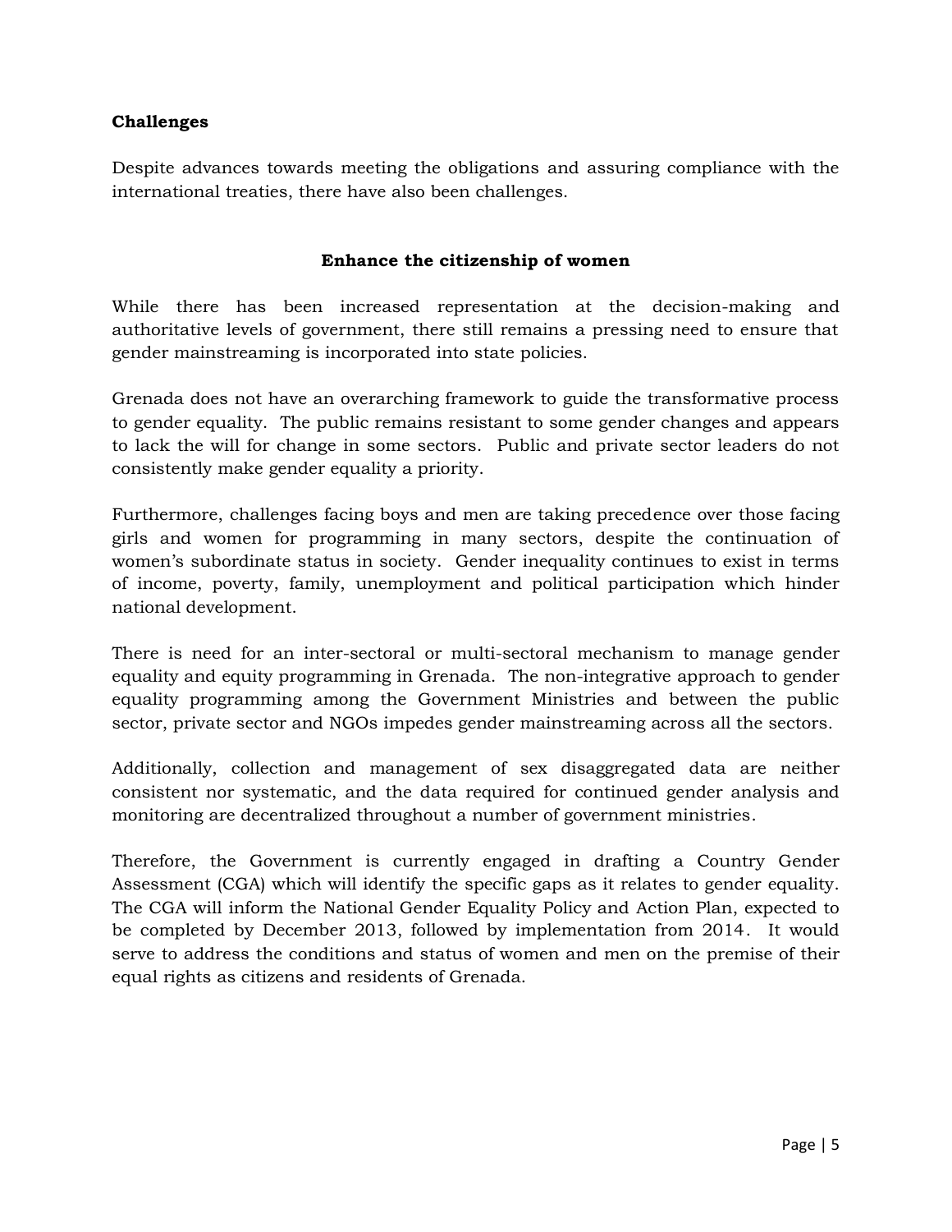**Challenges**

Despite advances towards meeting the obligations and assuring compliance with the international treaties, there have also been challenges.

**Enhance the citizenship of women**

While there has been increased representation at the decision-making and authoritative levels of government, there still remains a pressing need to ensure that gender mainstreaming is incorporated into state policies.

Grenada does not have an overarching framework to guide the transformative process to gender equality. The public remains resistant to some gender changes and appears to lack the will for change in some sectors. Public and private sector leaders do not consistently make gender equality a priority.

Furthermore, challenges facing boys and men are taking precedence over those facing girls and women for programming in many sectors, despite the continuation of women's subordinate status in society. Gender inequality continues to exist in terms of income, poverty, family, unemployment and political participation which hinder national development.

There is need for an inter-sectoral or multi-sectoral mechanism to manage gender equality and equity programming in Grenada. The non-integrative approach to gender equality programming among the Government Ministries and between the public sector, private sector and NGOs impedes gender mainstreaming across all the sectors.

Additionally, collection and management of sex disaggregated data are neither consistent nor systematic, and the data required for continued gender analysis and monitoring are decentralized throughout a number of government ministries.

Therefore, the Government is currently engaged in drafting a Country Gender Assessment (CGA) which will identify the specific gaps as it relates to gender equality. The CGA will inform the National Gender Equality Policy and Action Plan, expected to be completed by December 2013, followed by implementation from 2014. It would serve to address the conditions and status of women and men on the premise of their equal rights as citizens and residents of Grenada.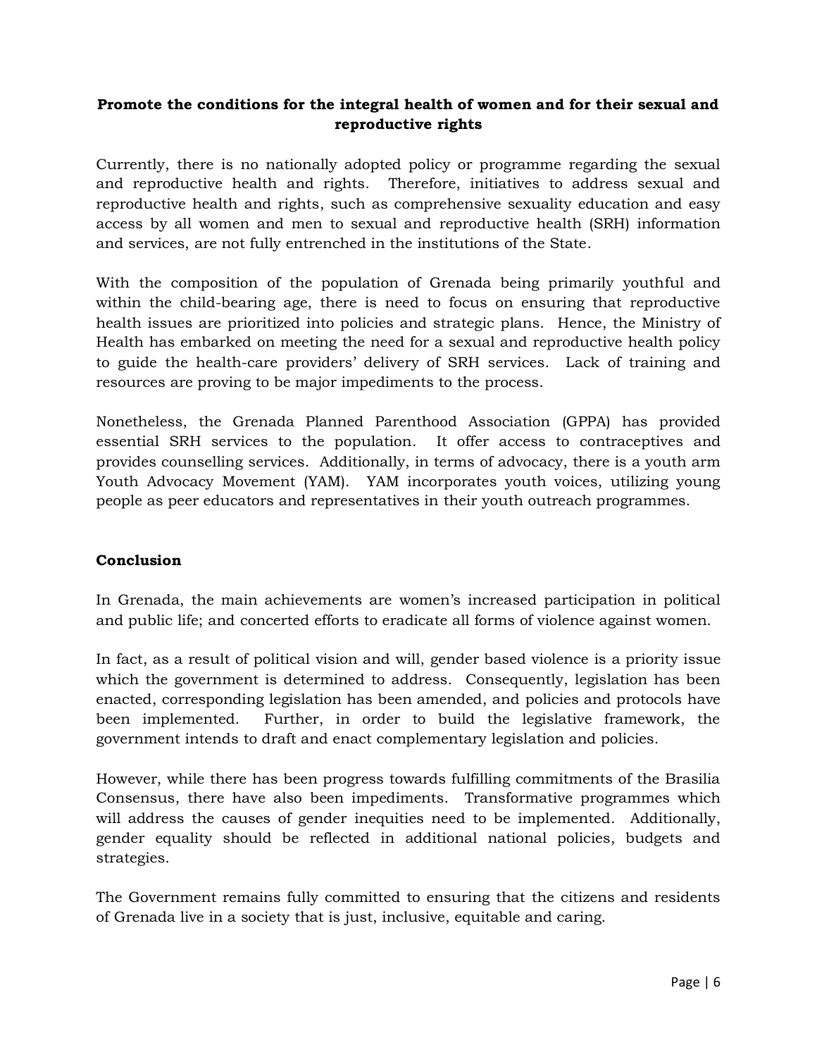**Promote the conditions for the integral health of women and for their sexual and reproductive rights**

Currently, there is no nationally adopted policy or programme regarding the sexual and reproductive health and rights. Therefore, initiatives to address sexual and reproductive health and rights, such as comprehensive sexuality education and easy access by all women and men to sexual and reproductive health (SRH) information and services, are not fully entrenched in the institutions of the State.

With the composition of the population of Grenada being primarily youthful and within the child-bearing age, there is need to focus on ensuring that reproductive health issues are prioritized into policies and strategic plans. Hence, the Ministry of Health has embarked on meeting the need for a sexual and reproductive health policy to guide the health-care providers' delivery of SRH services. Lack of training and resources are proving to be major impediments to the process.

Nonetheless, the Grenada Planned Parenthood Association (GPPA) has provided essential SRH services to the population. It offer access to contraceptives and provides counselling services. Additionally, in terms of advocacy, there is a youth arm Youth Advocacy Movement (YAM). YAM incorporates youth voices, utilizing young people as peer educators and representatives in their youth outreach programmes.

**Conclusion**

In Grenada, the main achievements are women's increased participation in political and public life; and concerted efforts to eradicate all forms of violence against women.

In fact, as a result of political vision and will, gender based violence is a priority issue which the government is determined to address. Consequently, legislation has been enacted, corresponding legislation has been amended, and policies and protocols have been implemented. Further, in order to build the legislative framework, the government intends to draft and enact complementary legislation and policies.

However, while there has been progress towards fulfilling commitments of the Brasilia Consensus, there have also been impediments. Transformative programmes which will address the causes of gender inequities need to be implemented. Additionally, gender equality should be reflected in additional national policies, budgets and strategies.

The Government remains fully committed to ensuring that the citizens and residents of Grenada live in a society that is just, inclusive, equitable and caring.